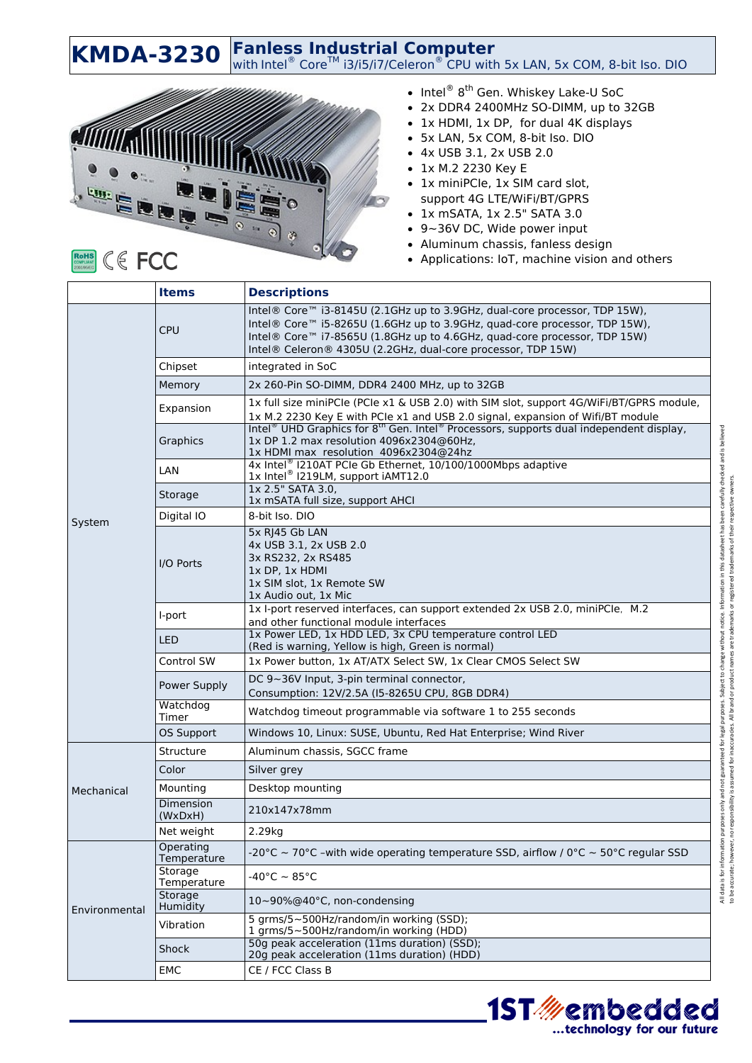# KMDA-3230

## Fanless Industrial Computer

with Intel® Core™ i3/i5/i7/Celeron® CPU with 5x LAN, 5x COM, 8-bit Iso. DIO

- Intel® 8th Gen. Whiskey Lake-U SoC
- 2x DDR4 2400MHz SO-DIMM, up to 32GB
- 1x HDMI, 1x DP, for dual 4K displays
- 5x LAN, 5x COM, 8-bit Iso. DIO
- 4x USB 3.1, 2x USB 2.0
- 1x M.2 2230 Key E
- 1x miniPCIe, 1x SIM card slot, support 4G LTE/WiFi/BT/GPRS
- 1x mSATA, 1x 2.5" SATA 3.0
- 9~36V DC, Wide power input
- Aluminum chassis, fanless design
- Applications: IoT, machine vision and others

| | Items | Descriptions |
|---|---|---|
| System | CPU | Intel® Core™ i3-8145U (2.1GHz up to 3.9GHz, dual-core processor, TDP 15W),<br>Intel® Core™ i5-8265U (1.6GHz up to 3.9GHz, quad-core processor, TDP 15W),<br>Intel® Core™ i7-8565U (1.8GHz up to 4.6GHz, quad-core processor, TDP 15W)<br>Intel® Celeron® 4305U (2.2GHz, dual-core processor, TDP 15W) |
| | Chipset | integrated in SoC |
| | Memory | 2x 260-Pin SO-DIMM, DDR4 2400 MHz, up to 32GB |
| | Expansion | 1x full size miniPCIe (PCIe x1 & USB 2.0) with SIM slot, support 4G/WiFi/BT/GPRS module,<br>1x M.2 2230 Key E with PCIe x1 and USB 2.0 signal, expansion of Wifi/BT module |
| | Graphics | Intel® UHD Graphics for 8th Gen. Intel® Processors, supports dual independent display,<br>1x DP 1.2 max resolution 4096x2304@60Hz,<br>1x HDMI max resolution 4096x2304@24hz |
| | LAN | 4x Intel® I210AT PCIe Gb Ethernet, 10/100/1000Mbps adaptive<br>1x Intel® I219LM, support iAMT12.0 |
| | Storage | 1x 2.5" SATA 3.0,<br>1x mSATA full size, support AHCI |
| | Digital IO | 8-bit Iso. DIO |
| | I/O Ports | 5x RJ45 Gb LAN<br>4x USB 3.1, 2x USB 2.0<br>3x RS232, 2x RS485<br>1x DP, 1x HDMI<br>1x SIM slot, 1x Remote SW<br>1x Audio out, 1x Mic |
| | I-port | 1x I-port reserved interfaces, can support extended 2x USB 2.0, miniPCIe, M.2 and other functional module interfaces |
| | LED | 1x Power LED, 1x HDD LED, 3x CPU temperature control LED<br>(Red is warning, Yellow is high, Green is normal) |
| | Control SW | 1x Power button, 1x AT/ATX Select SW, 1x Clear CMOS Select SW |
| | Power Supply | DC 9~36V Input, 3-pin terminal connector,<br>Consumption: 12V/2.5A (I5-8265U CPU, 8GB DDR4) |
| | Watchdog Timer | Watchdog timeout programmable via software 1 to 255 seconds |
| | OS Support | Windows 10, Linux: SUSE, Ubuntu, Red Hat Enterprise; Wind River |
| Mechanical | Structure | Aluminum chassis, SGCC frame |
| | Color | Silver grey |
| | Mounting | Desktop mounting |
| | Dimension (WxDxH) | 210x147x78mm |
| | Net weight | 2.29kg |
| Environmental | Operating Temperature | -20°C ~ 70°C –with wide operating temperature SSD, airflow / 0°C ~ 50°C regular SSD |
| | Storage Temperature | -40°C ~ 85°C |
| | Storage Humidity | 10~90%@40°C, non-condensing |
| | Vibration | 5 grms/5~500Hz/random/in working (SSD);<br>1 grms/5~500Hz/random/in working (HDD) |
| | Shock | 50g peak acceleration (11ms duration) (SSD);<br>20g peak acceleration (11ms duration) (HDD) |
| | EMC | CE / FCC Class B |

All data is for information purposes only and not guaranteed for legal purposes. Subject to change without notice. Information in this datasheet has been carefully checked and is believed to be accurate; however, no responsibility is assumed for inaccuracies. All brand or product names are trademarks or registered trademarks of their respective owners.

1ST embedded ...technology for our future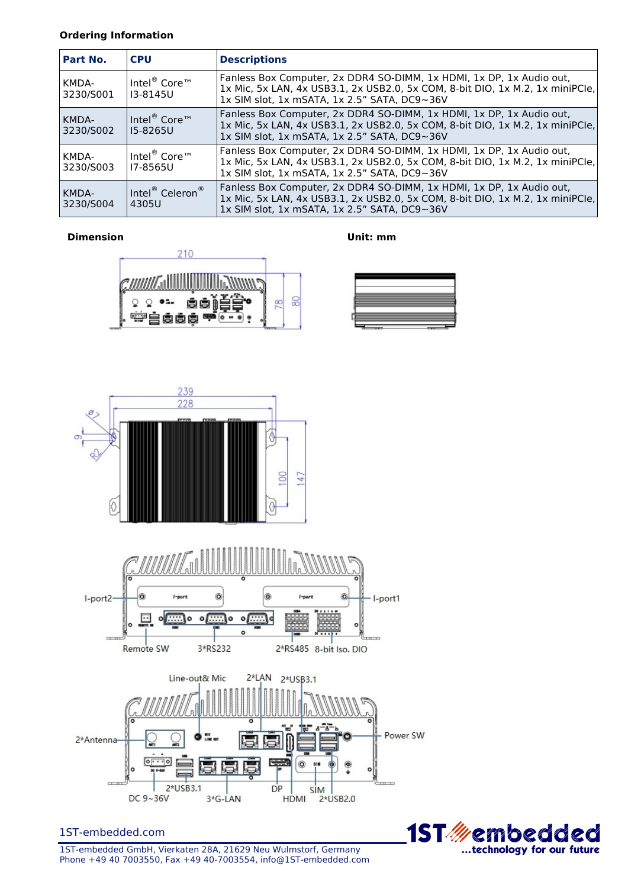**Ordering Information**

| Part No. | CPU | Descriptions |
|---|---|---|
| KMDA-3230/S001 | Intel® Core™ I3-8145U | Fanless Box Computer, 2x DDR4 SO-DIMM, 1x HDMI, 1x DP, 1x Audio out, 1x Mic, 5x LAN, 4x USB3.1, 2x USB2.0, 5x COM, 8-bit DIO, 1x M.2, 1x miniPCIe, 1x SIM slot, 1x mSATA, 1x 2.5" SATA, DC9~36V |
| KMDA-3230/S002 | Intel® Core™ I5-8265U | Fanless Box Computer, 2x DDR4 SO-DIMM, 1x HDMI, 1x DP, 1x Audio out, 1x Mic, 5x LAN, 4x USB3.1, 2x USB2.0, 5x COM, 8-bit DIO, 1x M.2, 1x miniPCIe, 1x SIM slot, 1x mSATA, 1x 2.5" SATA, DC9~36V |
| KMDA-3230/S003 | Intel® Core™ I7-8565U | Fanless Box Computer, 2x DDR4 SO-DIMM, 1x HDMI, 1x DP, 1x Audio out, 1x Mic, 5x LAN, 4x USB3.1, 2x USB2.0, 5x COM, 8-bit DIO, 1x M.2, 1x miniPCIe, 1x SIM slot, 1x mSATA, 1x 2.5" SATA, DC9~36V |
| KMDA-3230/S004 | Intel® Celeron® 4305U | Fanless Box Computer, 2x DDR4 SO-DIMM, 1x HDMI, 1x DP, 1x Audio out, 1x Mic, 5x LAN, 4x USB3.1, 2x USB2.0, 5x COM, 8-bit DIO, 1x M.2, 1x miniPCIe, 1x SIM slot, 1x mSATA, 1x 2.5" SATA, DC9~36V |

**Dimension** **Unit: mm**

210
78
80

239
228
Ø7
9
R2
100
147

I-port2
I-port1
Remote SW
3*RS232
2*RS485
8-bit Iso. DIO

Line-out& Mic
2*LAN
2*USB3.1
2*Antenna
Power SW
2*USB3.1
DC 9~36V
3*G-LAN
DP
HDMI
SIM
2*USB2.0

1ST-embedded.com

1ST-embedded GmbH, Vierkaten 28A, 21629 Neu Wulmstorf, Germany
Phone +49 40 7003550, Fax +49 40-7003554, info@1ST-embedded.com

1ST embedded ...technology for our future